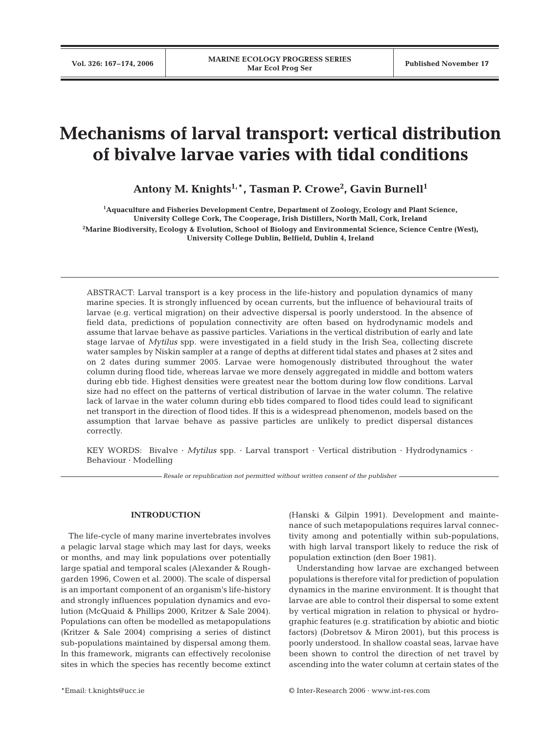# Mechanisms of larval transport: vertical distribution of bivalve larvae varies with tidal conditions

**Antony M. Knights[1,*], Tasman P. Crowe[2], Gavin Burnell[1]**

[1]Aquaculture and Fisheries Development Centre, Department of Zoology, Ecology and Plant Science, University College Cork, The Cooperage, Irish Distillers, North Mall, Cork, Ireland

[2]Marine Biodiversity, Ecology & Evolution, School of Biology and Environmental Science, Science Centre (West), University College Dublin, Belfield, Dublin 4, Ireland

ABSTRACT: Larval transport is a key process in the life-history and population dynamics of many marine species. It is strongly influenced by ocean currents, but the influence of behavioural traits of larvae (e.g. vertical migration) on their advective dispersal is poorly understood. In the absence of field data, predictions of population connectivity are often based on hydrodynamic models and assume that larvae behave as passive particles. Variations in the vertical distribution of early and late stage larvae of *Mytilus* spp. were investigated in a field study in the Irish Sea, collecting discrete water samples by Niskin sampler at a range of depths at different tidal states and phases at 2 sites and on 2 dates during summer 2005. Larvae were homogenously distributed throughout the water column during flood tide, whereas larvae we more densely aggregated in middle and bottom waters during ebb tide. Highest densities were greatest near the bottom during low flow conditions. Larval size had no effect on the patterns of vertical distribution of larvae in the water column. The relative lack of larvae in the water column during ebb tides compared to flood tides could lead to significant net transport in the direction of flood tides. If this is a widespread phenomenon, models based on the assumption that larvae behave as passive particles are unlikely to predict dispersal distances correctly.

KEY WORDS: Bivalve · *Mytilus* spp. · Larval transport · Vertical distribution · Hydrodynamics · Behaviour · Modelling

*Resale or republication not permitted without written consent of the publisher*

## INTRODUCTION

The life-cycle of many marine invertebrates involves a pelagic larval stage which may last for days, weeks or months, and may link populations over potentially large spatial and temporal scales (Alexander & Roughgarden 1996, Cowen et al. 2000). The scale of dispersal is an important component of an organism's life-history and strongly influences population dynamics and evolution (McQuaid & Phillips 2000, Kritzer & Sale 2004). Populations can often be modelled as metapopulations (Kritzer & Sale 2004) comprising a series of distinct sub-populations maintained by dispersal among them. In this framework, migrants can effectively recolonise sites in which the species has recently become extinct (Hanski & Gilpin 1991). Development and maintenance of such metapopulations requires larval connectivity among and potentially within sub-populations, with high larval transport likely to reduce the risk of population extinction (den Boer 1981).

Understanding how larvae are exchanged between populations is therefore vital for prediction of population dynamics in the marine environment. It is thought that larvae are able to control their dispersal to some extent by vertical migration in relation to physical or hydrographic features (e.g. stratification by abiotic and biotic factors) (Dobretsov & Miron 2001), but this process is poorly understood. In shallow coastal seas, larvae have been shown to control the direction of net travel by ascending into the water column at certain states of the

*Email: t.knights@ucc.ie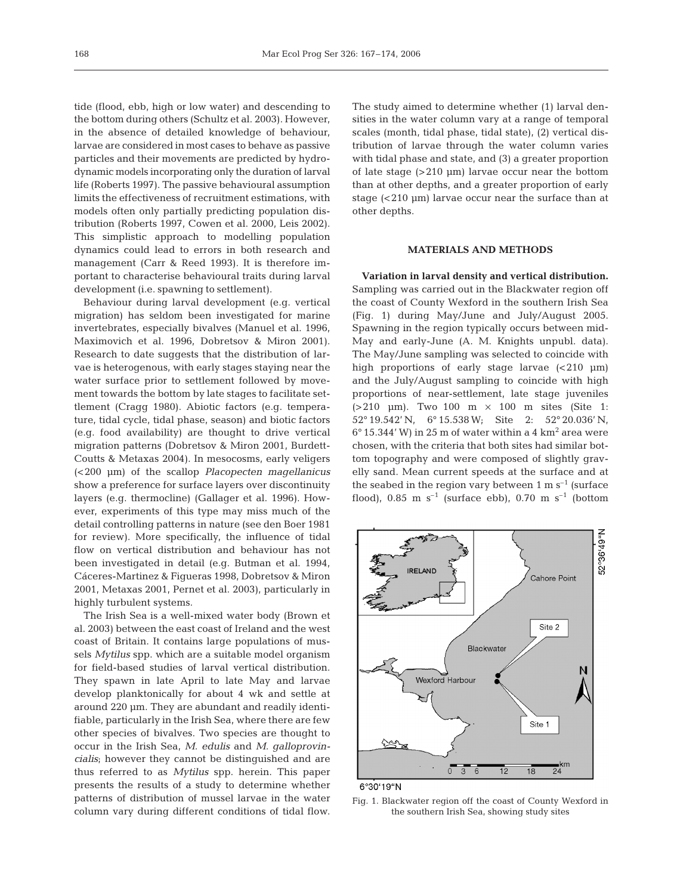tide (flood, ebb, high or low water) and descending to the bottom during others (Schultz et al. 2003). However, in the absence of detailed knowledge of behaviour, larvae are considered in most cases to behave as passive particles and their movements are predicted by hydrodynamic models incorporating only the duration of larval life (Roberts 1997). The passive behavioural assumption limits the effectiveness of recruitment estimations, with models often only partially predicting population distribution (Roberts 1997, Cowen et al. 2000, Leis 2002). This simplistic approach to modelling population dynamics could lead to errors in both research and management (Carr & Reed 1993). It is therefore important to characterise behavioural traits during larval development (i.e. spawning to settlement).

Behaviour during larval development (e.g. vertical migration) has seldom been investigated for marine invertebrates, especially bivalves (Manuel et al. 1996, Maximovich et al. 1996, Dobretsov & Miron 2001). Research to date suggests that the distribution of larvae is heterogenous, with early stages staying near the water surface prior to settlement followed by movement towards the bottom by late stages to facilitate settlement (Cragg 1980). Abiotic factors (e.g. temperature, tidal cycle, tidal phase, season) and biotic factors (e.g. food availability) are thought to drive vertical migration patterns (Dobretsov & Miron 2001, Burdett-Coutts & Metaxas 2004). In mesocosms, early veligers (<200 µm) of the scallop *Placopecten magellanicus* show a preference for surface layers over discontinuity layers (e.g. thermocline) (Gallager et al. 1996). However, experiments of this type may miss much of the detail controlling patterns in nature (see den Boer 1981 for review). More specifically, the influence of tidal flow on vertical distribution and behaviour has not been investigated in detail (e.g. Butman et al. 1994, Cáceres-Martinez & Figueras 1998, Dobretsov & Miron 2001, Metaxas 2001, Pernet et al. 2003), particularly in highly turbulent systems.

The Irish Sea is a well-mixed water body (Brown et al. 2003) between the east coast of Ireland and the west coast of Britain. It contains large populations of mussels *Mytilus* spp. which are a suitable model organism for field-based studies of larval vertical distribution. They spawn in late April to late May and larvae develop planktonically for about 4 wk and settle at around 220 µm. They are abundant and readily identifiable, particularly in the Irish Sea, where there are few other species of bivalves. Two species are thought to occur in the Irish Sea, *M. edulis* and *M. galloprovincialis*; however they cannot be distinguished and are thus referred to as *Mytilus* spp. herein. This paper presents the results of a study to determine whether patterns of distribution of mussel larvae in the water column vary during different conditions of tidal flow. The study aimed to determine whether (1) larval densities in the water column vary at a range of temporal scales (month, tidal phase, tidal state), (2) vertical distribution of larvae through the water column varies with tidal phase and state, and (3) a greater proportion of late stage (>210 µm) larvae occur near the bottom than at other depths, and a greater proportion of early stage (<210 µm) larvae occur near the surface than at other depths.

## MATERIALS AND METHODS

**Variation in larval density and vertical distribution.** Sampling was carried out in the Blackwater region off the coast of County Wexford in the southern Irish Sea (Fig. 1) during May/June and July/August 2005. Spawning in the region typically occurs between mid-May and early-June (A. M. Knights unpubl. data). The May/June sampling was selected to coincide with high proportions of early stage larvae (<210 µm) and the July/August sampling to coincide with high proportions of near-settlement, late stage juveniles (>210 µm). Two 100 m × 100 m sites (Site 1: 52° 19.542' N, 6° 15.538 W; Site 2: 52° 20.036' N, 6° 15.344' W) in 25 m of water within a 4 km$^2$ area were chosen, with the criteria that both sites had similar bottom topography and were composed of slightly gravelly sand. Mean current speeds at the surface and at the seabed in the region vary between 1 m s$^{-1}$ (surface flood), 0.85 m s$^{-1}$ (surface ebb), 0.70 m s$^{-1}$ (bottom

Fig. 1. Blackwater region off the coast of County Wexford in the southern Irish Sea, showing study sites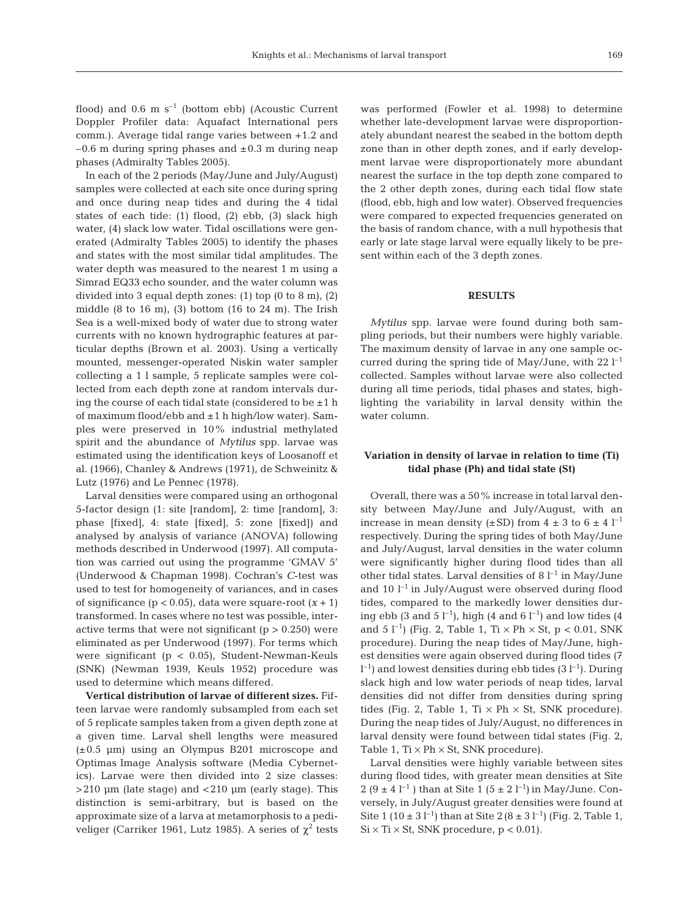flood) and 0.6 m $s^{-1}$ (bottom ebb) (Acoustic Current Doppler Profiler data: Aquafact International pers comm.). Average tidal range varies between +1.2 and –0.6 m during spring phases and ±0.3 m during neap phases (Admiralty Tables 2005).

In each of the 2 periods (May/June and July/August) samples were collected at each site once during spring and once during neap tides and during the 4 tidal states of each tide: (1) flood, (2) ebb, (3) slack high water, (4) slack low water. Tidal oscillations were generated (Admiralty Tables 2005) to identify the phases and states with the most similar tidal amplitudes. The water depth was measured to the nearest 1 m using a Simrad EQ33 echo sounder, and the water column was divided into 3 equal depth zones: (1) top (0 to 8 m), (2) middle (8 to 16 m), (3) bottom (16 to 24 m). The Irish Sea is a well-mixed body of water due to strong water currents with no known hydrographic features at particular depths (Brown et al. 2003). Using a vertically mounted, messenger-operated Niskin water sampler collecting a 1 l sample, 5 replicate samples were collected from each depth zone at random intervals during the course of each tidal state (considered to be ±1 h of maximum flood/ebb and ±1 h high/low water). Samples were preserved in 10% industrial methylated spirit and the abundance of *Mytilus* spp. larvae was estimated using the identification keys of Loosanoff et al. (1966), Chanley & Andrews (1971), de Schweinitz & Lutz (1976) and Le Pennec (1978).

Larval densities were compared using an orthogonal 5-factor design (1: site [random], 2: time [random], 3: phase [fixed], 4: state [fixed], 5: zone [fixed]) and analysed by analysis of variance (ANOVA) following methods described in Underwood (1997). All computation was carried out using the programme 'GMAV 5' (Underwood & Chapman 1998). Cochran's *C*-test was used to test for homogeneity of variances, and in cases of significance ($p < 0.05$), data were square-root $(x + 1)$ transformed. In cases where no test was possible, interactive terms that were not significant ($p > 0.250$) were eliminated as per Underwood (1997). For terms which were significant ($p < 0.05$), Student-Newman-Keuls (SNK) (Newman 1939, Keuls 1952) procedure was used to determine which means differed.

**Vertical distribution of larvae of different sizes.** Fifteen larvae were randomly subsampled from each set of 5 replicate samples taken from a given depth zone at a given time. Larval shell lengths were measured (±0.5 µm) using an Olympus B201 microscope and Optimas Image Analysis software (Media Cybernetics). Larvae were then divided into 2 size classes: >210 µm (late stage) and <210 µm (early stage). This distinction is semi-arbitrary, but is based on the approximate size of a larva at metamorphosis to a pediveliger (Carriker 1961, Lutz 1985). A series of $\chi^2$ tests was performed (Fowler et al. 1998) to determine whether late-development larvae were disproportionately abundant nearest the seabed in the bottom depth zone than in other depth zones, and if early development larvae were disproportionately more abundant nearest the surface in the top depth zone compared to the 2 other depth zones, during each tidal flow state (flood, ebb, high and low water). Observed frequencies were compared to expected frequencies generated on the basis of random chance, with a null hypothesis that early or late stage larval were equally likely to be present within each of the 3 depth zones.

## RESULTS

*Mytilus* spp. larvae were found during both sampling periods, but their numbers were highly variable. The maximum density of larvae in any one sample occurred during the spring tide of May/June, with 22 $l^{-1}$ collected. Samples without larvae were also collected during all time periods, tidal phases and states, highlighting the variability in larval density within the water column.

### Variation in density of larvae in relation to time (Ti) tidal phase (Ph) and tidal state (St)

Overall, there was a 50% increase in total larval density between May/June and July/August, with an increase in mean density (±SD) from 4 ± 3 to 6 ± 4 $l^{-1}$ respectively. During the spring tides of both May/June and July/August, larval densities in the water column were significantly higher during flood tides than all other tidal states. Larval densities of 8 $l^{-1}$ in May/June and 10 $l^{-1}$ in July/August were observed during flood tides, compared to the markedly lower densities during ebb (3 and 5 $l^{-1}$), high (4 and 6 $l^{-1}$) and low tides (4 and 5 $l^{-1}$) (Fig. 2, Table 1, Ti × Ph × St, $p < 0.01$, SNK procedure). During the neap tides of May/June, highest densities were again observed during flood tides (7 $l^{-1}$) and lowest densities during ebb tides (3 $l^{-1}$). During slack high and low water periods of neap tides, larval densities did not differ from densities during spring tides (Fig. 2, Table 1, Ti × Ph × St, SNK procedure). During the neap tides of July/August, no differences in larval density were found between tidal states (Fig. 2, Table 1, Ti × Ph × St, SNK procedure).

Larval densities were highly variable between sites during flood tides, with greater mean densities at Site 2 (9 ± 4 $l^{-1}$) than at Site 1 (5 ± 2 $l^{-1}$) in May/June. Conversely, in July/August greater densities were found at Site 1 (10 ± 3 $l^{-1}$) than at Site 2 (8 ± 3 $l^{-1}$) (Fig. 2, Table 1, Si × Ti × St, SNK procedure, $p < 0.01$).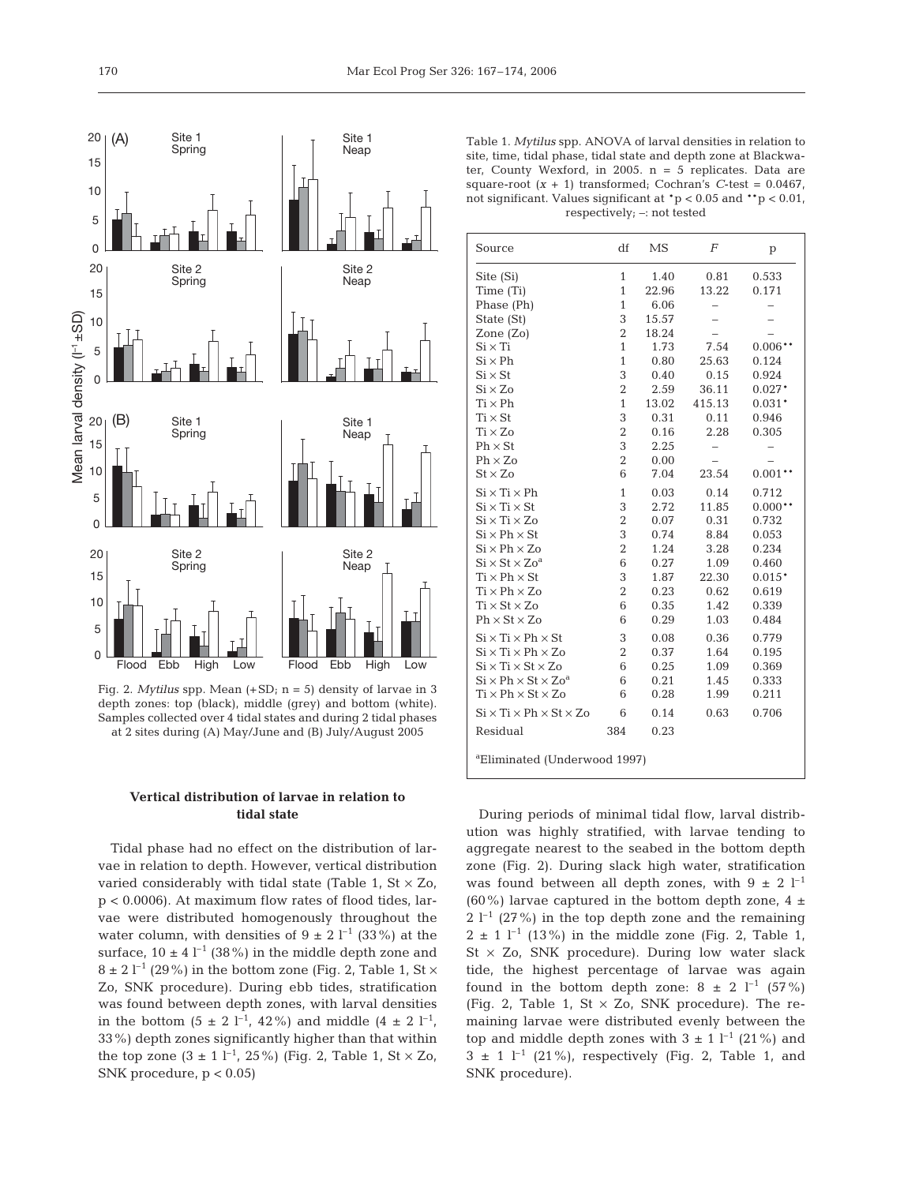Fig. 2. *Mytilus* spp. Mean (+SD; n = 5) density of larvae in 3 depth zones: top (black), middle (grey) and bottom (white). Samples collected over 4 tidal states and during 2 tidal phases at 2 sites during (A) May/June and (B) July/August 2005

Table 1. *Mytilus* spp. ANOVA of larval densities in relation to site, time, tidal phase, tidal state and depth zone at Blackwater, County Wexford, in 2005. n = 5 replicates. Data are square-root ($x$ + 1) transformed; Cochran's $C$-test = 0.0467, not significant. Values significant at *$p < 0.05$ and **$p < 0.01$, respectively; –: not tested

| Source | df | MS | $F$ | p |
|---|---|---|---|---|
| Site (Si) | 1 | 1.40 | 0.81 | 0.533 |
| Time (Ti) | 1 | 22.96 | 13.22 | 0.171 |
| Phase (Ph) | 1 | 6.06 | – | – |
| State (St) | 3 | 15.57 | – | – |
| Zone (Zo) | 2 | 18.24 | – | – |
| Si × Ti | 1 | 1.73 | 7.54 | 0.006** |
| Si × Ph | 1 | 0.80 | 25.63 | 0.124 |
| Si × St | 3 | 0.40 | 0.15 | 0.924 |
| Si × Zo | 2 | 2.59 | 36.11 | 0.027* |
| Ti × Ph | 1 | 13.02 | 415.13 | 0.031* |
| Ti × St | 3 | 0.31 | 0.11 | 0.946 |
| Ti × Zo | 2 | 0.16 | 2.28 | 0.305 |
| Ph × St | 3 | 2.25 | – | – |
| Ph × Zo | 2 | 0.00 | – | – |
| St × Zo | 6 | 7.04 | 23.54 | 0.001** |
| Si × Ti × Ph | 1 | 0.03 | 0.14 | 0.712 |
| Si × Ti × St | 3 | 2.72 | 11.85 | 0.000** |
| Si × Ti × Zo | 2 | 0.07 | 0.31 | 0.732 |
| Si × Ph × St | 3 | 0.74 | 8.84 | 0.053 |
| Si × Ph × Zo | 2 | 1.24 | 3.28 | 0.234 |
| Si × St × Zo[a] | 6 | 0.27 | 1.09 | 0.460 |
| Ti × Ph × St | 3 | 1.87 | 22.30 | 0.015* |
| Ti × Ph × Zo | 2 | 0.23 | 0.62 | 0.619 |
| Ti × St × Zo | 6 | 0.35 | 1.42 | 0.339 |
| Ph × St × Zo | 6 | 0.29 | 1.03 | 0.484 |
| Si × Ti × Ph × St | 3 | 0.08 | 0.36 | 0.779 |
| Si × Ti × Ph × Zo | 2 | 0.37 | 1.64 | 0.195 |
| Si × Ti × St × Zo | 6 | 0.25 | 1.09 | 0.369 |
| Si × Ph × St × Zo[a] | 6 | 0.21 | 1.45 | 0.333 |
| Ti × Ph × St × Zo | 6 | 0.28 | 1.99 | 0.211 |
| Si × Ti × Ph × St × Zo | 6 | 0.14 | 0.63 | 0.706 |
| Residual | 384 | 0.23 | | |

[a]Eliminated (Underwood 1997)

### Vertical distribution of larvae in relation to tidal state

Tidal phase had no effect on the distribution of larvae in relation to depth. However, vertical distribution varied considerably with tidal state (Table 1, St × Zo, $p < 0.0006$). At maximum flow rates of flood tides, larvae were distributed homogenously throughout the water column, with densities of 9 ± 2 $l^{-1}$ (33%) at the surface, 10 ± 4 $l^{-1}$ (38%) in the middle depth zone and 8 ± 2 $l^{-1}$ (29%) in the bottom zone (Fig. 2, Table 1, St × Zo, SNK procedure). During ebb tides, stratification was found between depth zones, with larval densities in the bottom (5 ± 2 $l^{-1}$, 42%) and middle (4 ± 2 $l^{-1}$, 33%) depth zones significantly higher than that within the top zone (3 ± 1 $l^{-1}$, 25%) (Fig. 2, Table 1, St × Zo, SNK procedure, $p < 0.05$)

During periods of minimal tidal flow, larval distribution was highly stratified, with larvae tending to aggregate nearest to the seabed in the bottom depth zone (Fig. 2). During slack high water, stratification was found between all depth zones, with 9 ± 2 $l^{-1}$ (60%) larvae captured in the bottom depth zone, 4 ± 2 $l^{-1}$ (27%) in the top depth zone and the remaining 2 ± 1 $l^{-1}$ (13%) in the middle zone (Fig. 2, Table 1, St × Zo, SNK procedure). During low water slack tide, the highest percentage of larvae was again found in the bottom depth zone: 8 ± 2 $l^{-1}$ (57%) (Fig. 2, Table 1, St × Zo, SNK procedure). The remaining larvae were distributed evenly between the top and middle depth zones with 3 ± 1 $l^{-1}$ (21%) and 3 ± 1 $l^{-1}$ (21%), respectively (Fig. 2, Table 1, and SNK procedure).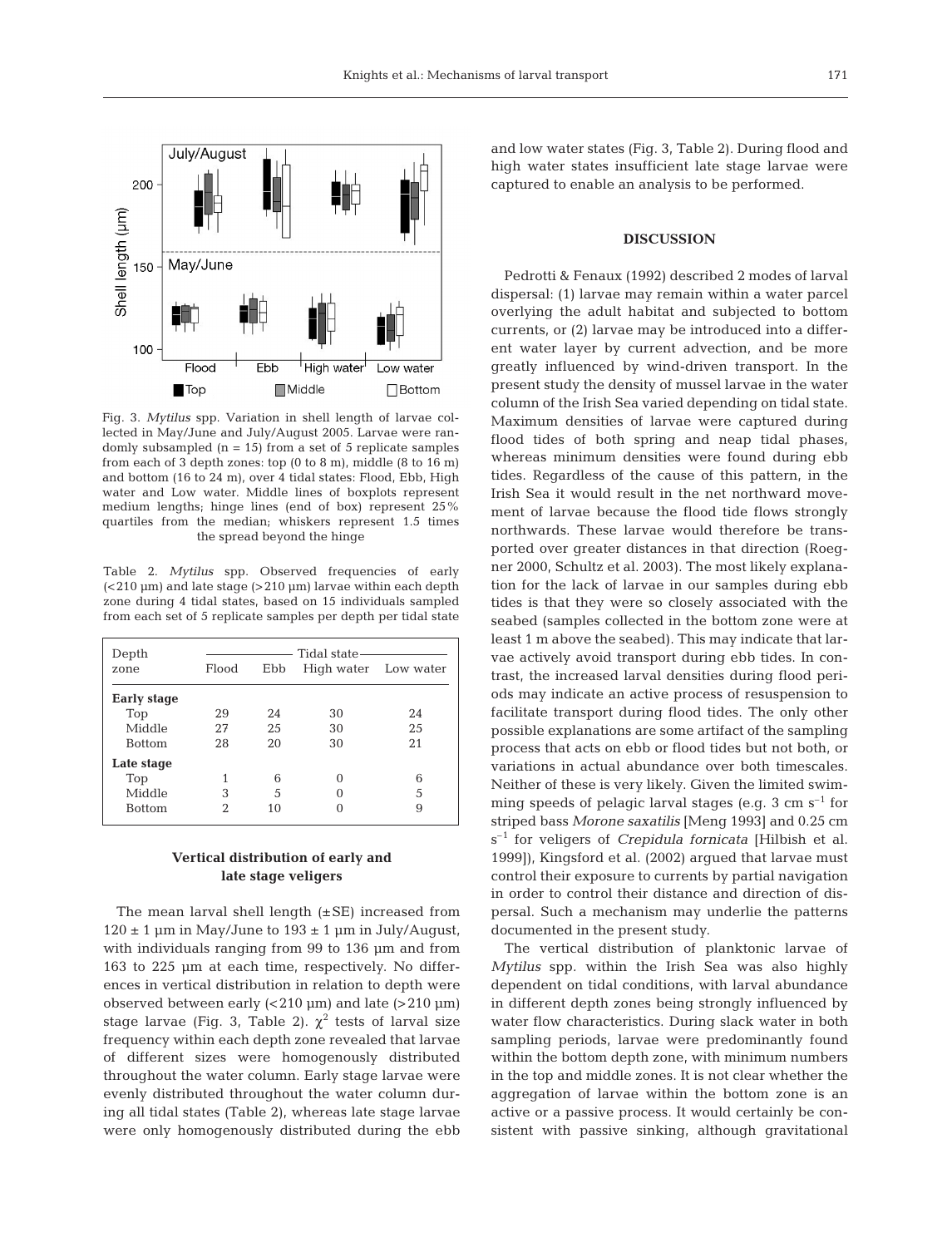Fig. 3. *Mytilus* spp. Variation in shell length of larvae collected in May/June and July/August 2005. Larvae were randomly subsampled (n = 15) from a set of 5 replicate samples from each of 3 depth zones: top (0 to 8 m), middle (8 to 16 m) and bottom (16 to 24 m), over 4 tidal states: Flood, Ebb, High water and Low water. Middle lines of boxplots represent medium lengths; hinge lines (end of box) represent 25% quartiles from the median; whiskers represent 1.5 times the spread beyond the hinge

Table 2. *Mytilus* spp. Observed frequencies of early (<210 µm) and late stage (>210 µm) larvae within each depth zone during 4 tidal states, based on 15 individuals sampled from each set of 5 replicate samples per depth per tidal state

| Depth zone | Tidal state | | | |
|---|---|---|---|---|
| | Flood | Ebb | High water | Low water |
| **Early stage** | | | | |
| Top | 29 | 24 | 30 | 24 |
| Middle | 27 | 25 | 30 | 25 |
| Bottom | 28 | 20 | 30 | 21 |
| **Late stage** | | | | |
| Top | 1 | 6 | 0 | 6 |
| Middle | 3 | 5 | 0 | 5 |
| Bottom | 2 | 10 | 0 | 9 |

### Vertical distribution of early and late stage veligers

The mean larval shell length (±SE) increased from 120 ± 1 µm in May/June to 193 ± 1 µm in July/August, with individuals ranging from 99 to 136 µm and from 163 to 225 µm at each time, respectively. No differences in vertical distribution in relation to depth were observed between early (<210 µm) and late (>210 µm) stage larvae (Fig. 3, Table 2). $\chi^2$ tests of larval size frequency within each depth zone revealed that larvae of different sizes were homogenously distributed throughout the water column. Early stage larvae were evenly distributed throughout the water column during all tidal states (Table 2), whereas late stage larvae were only homogenously distributed during the ebb and low water states (Fig. 3, Table 2). During flood and high water states insufficient late stage larvae were captured to enable an analysis to be performed.

## DISCUSSION

Pedrotti & Fenaux (1992) described 2 modes of larval dispersal: (1) larvae may remain within a water parcel overlying the adult habitat and subjected to bottom currents, or (2) larvae may be introduced into a different water layer by current advection, and be more greatly influenced by wind-driven transport. In the present study the density of mussel larvae in the water column of the Irish Sea varied depending on tidal state. Maximum densities of larvae were captured during flood tides of both spring and neap tidal phases, whereas minimum densities were found during ebb tides. Regardless of the cause of this pattern, in the Irish Sea it would result in the net northward movement of larvae because the flood tide flows strongly northwards. These larvae would therefore be transported over greater distances in that direction (Roegner 2000, Schultz et al. 2003). The most likely explanation for the lack of larvae in our samples during ebb tides is that they were so closely associated with the seabed (samples collected in the bottom zone were at least 1 m above the seabed). This may indicate that larvae actively avoid transport during ebb tides. In contrast, the increased larval densities during flood periods may indicate an active process of resuspension to facilitate transport during flood tides. The only other possible explanations are some artifact of the sampling process that acts on ebb or flood tides but not both, or variations in actual abundance over both timescales. Neither of these is very likely. Given the limited swimming speeds of pelagic larval stages (e.g. 3 cm $s^{-1}$ for striped bass *Morone saxatilis* [Meng 1993] and 0.25 cm $s^{-1}$ for veligers of *Crepidula fornicata* [Hilbish et al. 1999]), Kingsford et al. (2002) argued that larvae must control their exposure to currents by partial navigation in order to control their distance and direction of dispersal. Such a mechanism may underlie the patterns documented in the present study.

The vertical distribution of planktonic larvae of *Mytilus* spp. within the Irish Sea was also highly dependent on tidal conditions, with larval abundance in different depth zones being strongly influenced by water flow characteristics. During slack water in both sampling periods, larvae were predominantly found within the bottom depth zone, with minimum numbers in the top and middle zones. It is not clear whether the aggregation of larvae within the bottom zone is an active or a passive process. It would certainly be consistent with passive sinking, although gravitational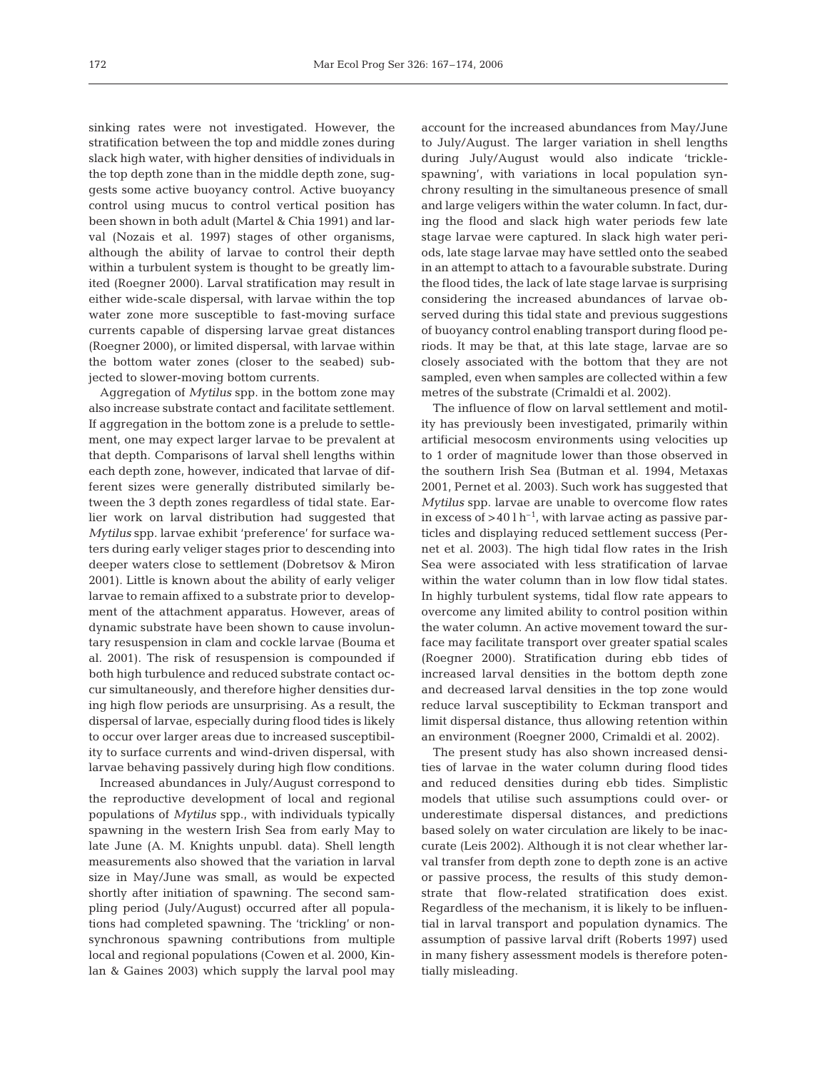sinking rates were not investigated. However, the stratification between the top and middle zones during slack high water, with higher densities of individuals in the top depth zone than in the middle depth zone, suggests some active buoyancy control. Active buoyancy control using mucus to control vertical position has been shown in both adult (Martel & Chia 1991) and larval (Nozais et al. 1997) stages of other organisms, although the ability of larvae to control their depth within a turbulent system is thought to be greatly limited (Roegner 2000). Larval stratification may result in either wide-scale dispersal, with larvae within the top water zone more susceptible to fast-moving surface currents capable of dispersing larvae great distances (Roegner 2000), or limited dispersal, with larvae within the bottom water zones (closer to the seabed) subjected to slower-moving bottom currents.

Aggregation of *Mytilus* spp. in the bottom zone may also increase substrate contact and facilitate settlement. If aggregation in the bottom zone is a prelude to settlement, one may expect larger larvae to be prevalent at that depth. Comparisons of larval shell lengths within each depth zone, however, indicated that larvae of different sizes were generally distributed similarly between the 3 depth zones regardless of tidal state. Earlier work on larval distribution had suggested that *Mytilus* spp. larvae exhibit 'preference' for surface waters during early veliger stages prior to descending into deeper waters close to settlement (Dobretsov & Miron 2001). Little is known about the ability of early veliger larvae to remain affixed to a substrate prior to development of the attachment apparatus. However, areas of dynamic substrate have been shown to cause involuntary resuspension in clam and cockle larvae (Bouma et al. 2001). The risk of resuspension is compounded if both high turbulence and reduced substrate contact occur simultaneously, and therefore higher densities during high flow periods are unsurprising. As a result, the dispersal of larvae, especially during flood tides is likely to occur over larger areas due to increased susceptibility to surface currents and wind-driven dispersal, with larvae behaving passively during high flow conditions.

Increased abundances in July/August correspond to the reproductive development of local and regional populations of *Mytilus* spp., with individuals typically spawning in the western Irish Sea from early May to late June (A. M. Knights unpubl. data). Shell length measurements also showed that the variation in larval size in May/June was small, as would be expected shortly after initiation of spawning. The second sampling period (July/August) occurred after all populations had completed spawning. The 'trickling' or non-synchronous spawning contributions from multiple local and regional populations (Cowen et al. 2000, Kinlan & Gaines 2003) which supply the larval pool may account for the increased abundances from May/June to July/August. The larger variation in shell lengths during July/August would also indicate 'trickle-spawning', with variations in local population synchrony resulting in the simultaneous presence of small and large veligers within the water column. In fact, during the flood and slack high water periods few late stage larvae were captured. In slack high water periods, late stage larvae may have settled onto the seabed in an attempt to attach to a favourable substrate. During the flood tides, the lack of late stage larvae is surprising considering the increased abundances of larvae observed during this tidal state and previous suggestions of buoyancy control enabling transport during flood periods. It may be that, at this late stage, larvae are so closely associated with the bottom that they are not sampled, even when samples are collected within a few metres of the substrate (Crimaldi et al. 2002).

The influence of flow on larval settlement and motility has previously been investigated, primarily within artificial mesocosm environments using velocities up to 1 order of magnitude lower than those observed in the southern Irish Sea (Butman et al. 1994, Metaxas 2001, Pernet et al. 2003). Such work has suggested that *Mytilus* spp. larvae are unable to overcome flow rates in excess of $>40\ \mathrm{l\ h^{-1}}$, with larvae acting as passive particles and displaying reduced settlement success (Pernet et al. 2003). The high tidal flow rates in the Irish Sea were associated with less stratification of larvae within the water column than in low flow tidal states. In highly turbulent systems, tidal flow rate appears to overcome any limited ability to control position within the water column. An active movement toward the surface may facilitate transport over greater spatial scales (Roegner 2000). Stratification during ebb tides of increased larval densities in the bottom depth zone and decreased larval densities in the top zone would reduce larval susceptibility to Eckman transport and limit dispersal distance, thus allowing retention within an environment (Roegner 2000, Crimaldi et al. 2002).

The present study has also shown increased densities of larvae in the water column during flood tides and reduced densities during ebb tides. Simplistic models that utilise such assumptions could over- or underestimate dispersal distances, and predictions based solely on water circulation are likely to be inaccurate (Leis 2002). Although it is not clear whether larval transfer from depth zone to depth zone is an active or passive process, the results of this study demonstrate that flow-related stratification does exist. Regardless of the mechanism, it is likely to be influential in larval transport and population dynamics. The assumption of passive larval drift (Roberts 1997) used in many fishery assessment models is therefore potentially misleading.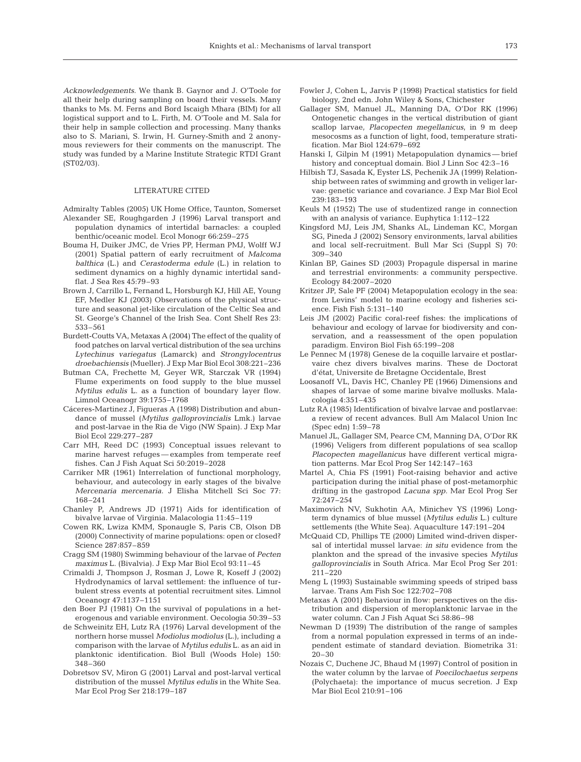*Acknowledgements.* We thank B. Gaynor and J. O'Toole for all their help during sampling on board their vessels. Many thanks to Ms. M. Ferns and Bord Iscaigh Mhara (BIM) for all logistical support and to L. Firth, M. O'Toole and M. Sala for their help in sample collection and processing. Many thanks also to S. Mariani, S. Irwin, H. Gurney-Smith and 2 anonymous reviewers for their comments on the manuscript. The study was funded by a Marine Institute Strategic RTDI Grant (ST02/03).

## LITERATURE CITED

Admiralty Tables (2005) UK Home Office, Taunton, Somerset

Alexander SE, Roughgarden J (1996) Larval transport and population dynamics of intertidal barnacles: a coupled benthic/oceanic model. Ecol Monogr 66:259–275

Bouma H, Duiker JMC, de Vries PP, Herman PMJ, Wolff WJ (2001) Spatial pattern of early recruitment of *Malcoma balthica* (L.) and *Cerastoderma edule* (L.) in relation to sediment dynamics on a highly dynamic intertidal sandflat. J Sea Res 45:79–93

Brown J, Carrillo L, Fernand L, Horsburgh KJ, Hill AE, Young EF, Medler KJ (2003) Observations of the physical structure and seasonal jet-like circulation of the Celtic Sea and St. George's Channel of the Irish Sea. Cont Shelf Res 23: 533–561

Burdett-Coutts VA, Metaxas A (2004) The effect of the quality of food patches on larval vertical distribution of the sea urchins *Lytechinus variegatus* (Lamarck) and *Strongylocentrus droebachiensis* (Mueller). J Exp Mar Biol Ecol 308:221–236

Butman CA, Frechette M, Geyer WR, Starczak VR (1994) Flume experiments on food supply to the blue mussel *Mytilus edulis* L. as a function of boundary layer flow. Limnol Oceanogr 39:1755–1768

Cáceres-Martinez J, Figueras A (1998) Distribution and abundance of mussel (*Mytilus galloprovincialis* Lmk.) larvae and post-larvae in the Ria de Vigo (NW Spain). J Exp Mar Biol Ecol 229:277–287

Carr MH, Reed DC (1993) Conceptual issues relevant to marine harvest refuges — examples from temperate reef fishes. Can J Fish Aquat Sci 50:2019–2028

Carriker MR (1961) Interrelation of functional morphology, behaviour, and autecology in early stages of the bivalve *Mercenaria mercenaria*. J Elisha Mitchell Sci Soc 77: 168–241

Chanley P, Andrews JD (1971) Aids for identification of bivalve larvae of Virginia. Malacologia 11:45–119

Cowen RK, Lwiza KMM, Sponaugle S, Paris CB, Olson DB (2000) Connectivity of marine populations: open or closed? Science 287:857–859

Cragg SM (1980) Swimming behaviour of the larvae of *Pecten maximus* L. (Bivalvia). J Exp Mar Biol Ecol 93:11–45

Crimaldi J, Thompson J, Rosman J, Lowe R, Koseff J (2002) Hydrodynamics of larval settlement: the influence of turbulent stress events at potential recruitment sites. Limnol Oceanogr 47:1137–1151

den Boer PJ (1981) On the survival of populations in a heterogeneous and variable environment. Oecologia 50:39–53

de Schweinitz EH, Lutz RA (1976) Larval development of the northern horse mussel *Modiolus modiolus* (L.), including a comparison with the larvae of *Mytilus edulis* L. as an aid in planktonic identification. Biol Bull (Woods Hole) 150: 348–360

Dobretsov SV, Miron G (2001) Larval and post-larval vertical distribution of the mussel *Mytilus edulis* in the White Sea. Mar Ecol Prog Ser 218:179–187

Fowler J, Cohen L, Jarvis P (1998) Practical statistics for field biology, 2nd edn. John Wiley & Sons, Chichester

Gallager SM, Manuel JL, Manning DA, O'Dor RK (1996) Ontogenetic changes in the vertical distribution of giant scallop larvae, *Placopecten megellanicus*, in 9 m deep mesocosms as a function of light, food, temperature stratification. Mar Biol 124:679–692

Hanski I, Gilpin M (1991) Metapopulation dynamics — brief history and conceptual domain. Biol J Linn Soc 42:3–16

Hilbish TJ, Sasada K, Eyster LS, Pechenik JA (1999) Relationship between rates of swimming and growth in veliger larvae: genetic variance and covariance. J Exp Mar Biol Ecol 239:183–193

Keuls M (1952) The use of studentized range in connection with an analysis of variance. Euphytica 1:112–122

Kingsford MJ, Leis JM, Shanks AL, Lindeman KC, Morgan SG, Pineda J (2002) Sensory environments, larval abilities and local self-recruitment. Bull Mar Sci (Suppl S) 70: 309–340

Kinlan BP, Gaines SD (2003) Propagule dispersal in marine and terrestrial environments: a community perspective. Ecology 84:2007–2020

Kritzer JP, Sale PF (2004) Metapopulation ecology in the sea: from Levins' model to marine ecology and fisheries science. Fish Fish 5:131–140

Leis JM (2002) Pacific coral-reef fishes: the implications of behaviour and ecology of larvae for biodiversity and conservation, and a reassessment of the open population paradigm. Environ Biol Fish 65:199–208

Le Pennec M (1978) Genese de la coquille larvaire et postlarvaire chez divers bivalves marins. These de Doctorat d'état, Universite de Bretagne Occidentale, Brest

Loosanoff VL, Davis HC, Chanley PE (1966) Dimensions and shapes of larvae of some marine bivalve mollusks. Malacologia 4:351–435

Lutz RA (1985) Identification of bivalve larvae and postlarvae: a review of recent advances. Bull Am Malacol Union Inc (Spec edn) 1:59–78

Manuel JL, Gallager SM, Pearce CM, Manning DA, O'Dor RK (1996) Veligers from different populations of sea scallop *Placopecten magellanicus* have different vertical migration patterns. Mar Ecol Prog Ser 142:147–163

Martel A, Chia FS (1991) Foot-raising behavior and active participation during the initial phase of post-metamorphic drifting in the gastropod *Lacuna spp.* Mar Ecol Prog Ser 72:247–254

Maximovich NV, Sukhotin AA, Minichev YS (1996) Long-term dynamics of blue mussel (*Mytilus edulis* L.) culture settlements (the White Sea). Aquaculture 147:191–204

McQuaid CD, Phillips TE (2000) Limited wind-driven dispersal of intertidal mussel larvae: *in situ* evidence from the plankton and the spread of the invasive species *Mytilus galloprovincialis* in South Africa. Mar Ecol Prog Ser 201: 211–220

Meng L (1993) Sustainable swimming speeds of striped bass larvae. Trans Am Fish Soc 122:702–708

Metaxas A (2001) Behaviour in flow: perspectives on the distribution and dispersion of meroplanktonic larvae in the water column. Can J Fish Aquat Sci 58:86–98

Newman D (1939) The distribution of the range of samples from a normal population expressed in terms of an independent estimate of standard deviation. Biometrika 31: 20–30

Nozais C, Duchene JC, Bhaud M (1997) Control of position in the water column by the larvae of *Poecilochaetus serpens* (Polychaeta): the importance of mucus secretion. J Exp Mar Biol Ecol 210:91–106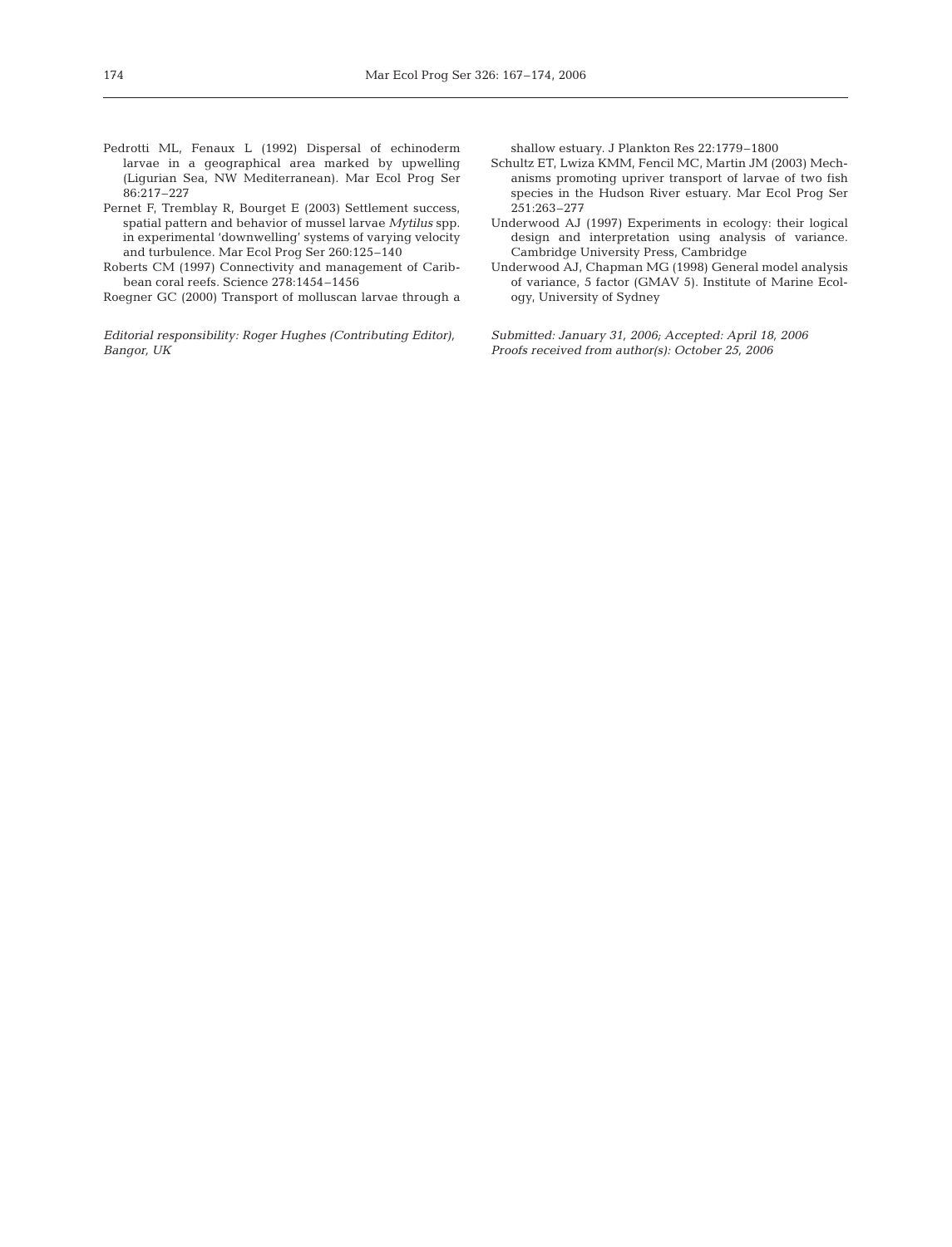Pedrotti ML, Fenaux L (1992) Dispersal of echinoderm larvae in a geographical area marked by upwelling (Ligurian Sea, NW Mediterranean). Mar Ecol Prog Ser 86:217–227

Pernet F, Tremblay R, Bourget E (2003) Settlement success, spatial pattern and behavior of mussel larvae *Mytilus* spp. in experimental 'downwelling' systems of varying velocity and turbulence. Mar Ecol Prog Ser 260:125–140

Roberts CM (1997) Connectivity and management of Caribbean coral reefs. Science 278:1454–1456

Roegner GC (2000) Transport of molluscan larvae through a shallow estuary. J Plankton Res 22:1779–1800

Schultz ET, Lwiza KMM, Fencil MC, Martin JM (2003) Mechanisms promoting upriver transport of larvae of two fish species in the Hudson River estuary. Mar Ecol Prog Ser 251:263–277

Underwood AJ (1997) Experiments in ecology: their logical design and interpretation using analysis of variance. Cambridge University Press, Cambridge

Underwood AJ, Chapman MG (1998) General model analysis of variance, 5 factor (GMAV 5). Institute of Marine Ecology, University of Sydney

*Editorial responsibility: Roger Hughes (Contributing Editor), Bangor, UK*

*Submitted: January 31, 2006; Accepted: April 18, 2006*
*Proofs received from author(s): October 25, 2006*